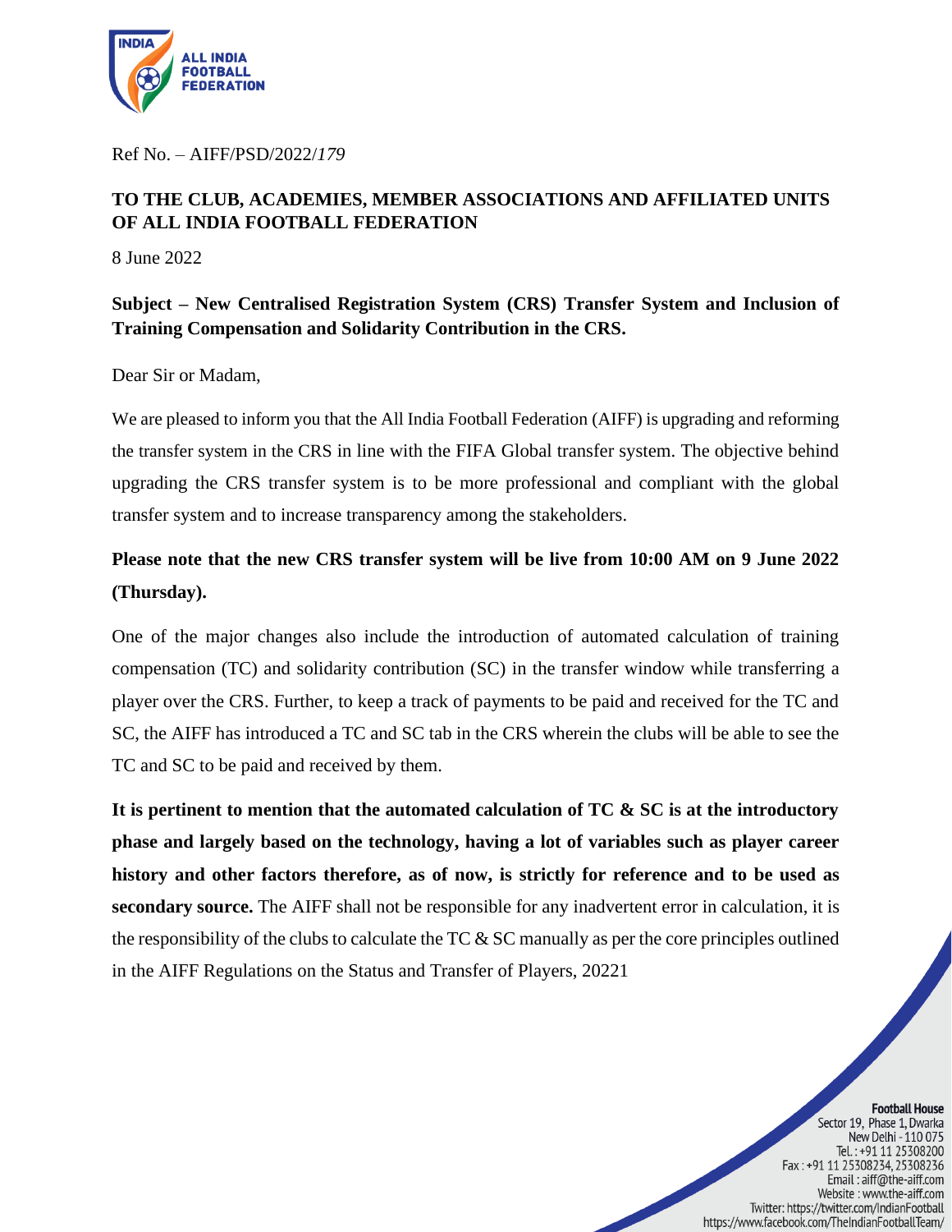Ref No. – AIFF/PSD/2022/*179*

**TO THE CLUB, ACADEMIES, MEMBER ASSOCIATIONS AND AFFILIATED UNITS OF ALL INDIA FOOTBALL FEDERATION**

8 June 2022

**Subject – New Centralised Registration System (CRS) Transfer System and Inclusion of Training Compensation and Solidarity Contribution in the CRS.**

Dear Sir or Madam,

We are pleased to inform you that the All India Football Federation (AIFF) is upgrading and reforming the transfer system in the CRS in line with the FIFA Global transfer system. The objective behind upgrading the CRS transfer system is to be more professional and compliant with the global transfer system and to increase transparency among the stakeholders.

**Please note that the new CRS transfer system will be live from 10:00 AM on 9 June 2022 (Thursday).**

One of the major changes also include the introduction of automated calculation of training compensation (TC) and solidarity contribution (SC) in the transfer window while transferring a player over the CRS. Further, to keep a track of payments to be paid and received for the TC and SC, the AIFF has introduced a TC and SC tab in the CRS wherein the clubs will be able to see the TC and SC to be paid and received by them.

**It is pertinent to mention that the automated calculation of TC & SC is at the introductory phase and largely based on the technology, having a lot of variables such as player career history and other factors therefore, as of now, is strictly for reference and to be used as secondary source.** The AIFF shall not be responsible for any inadvertent error in calculation, it is the responsibility of the clubs to calculate the TC & SC manually as per the core principles outlined in the AIFF Regulations on the Status and Transfer of Players, 20221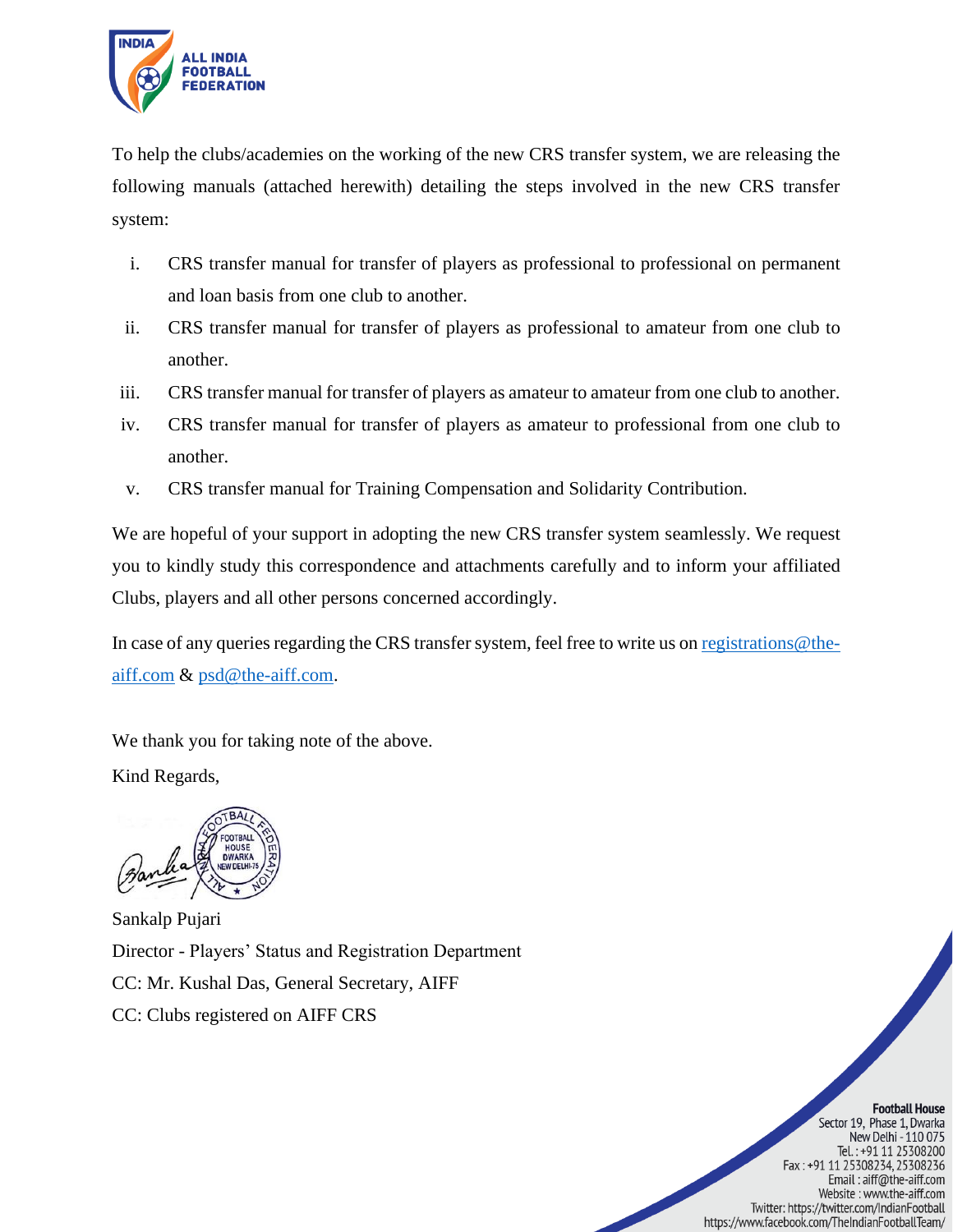To help the clubs/academies on the working of the new CRS transfer system, we are releasing the following manuals (attached herewith) detailing the steps involved in the new CRS transfer system:

i. CRS transfer manual for transfer of players as professional to professional on permanent and loan basis from one club to another.

ii. CRS transfer manual for transfer of players as professional to amateur from one club to another.

iii. CRS transfer manual for transfer of players as amateur to amateur from one club to another.

iv. CRS transfer manual for transfer of players as amateur to professional from one club to another.

v. CRS transfer manual for Training Compensation and Solidarity Contribution.

We are hopeful of your support in adopting the new CRS transfer system seamlessly. We request you to kindly study this correspondence and attachments carefully and to inform your affiliated Clubs, players and all other persons concerned accordingly.

In case of any queries regarding the CRS transfer system, feel free to write us on [registrations@the-aiff.com](mailto:registrations@the-aiff.com) & [psd@the-aiff.com](mailto:psd@the-aiff.com).

We thank you for taking note of the above.

Kind Regards,

Sankalp Pujari
Director - Players' Status and Registration Department
CC: Mr. Kushal Das, General Secretary, AIFF
CC: Clubs registered on AIFF CRS

**Football House**
Sector 19, Phase 1, Dwarka
New Delhi - 110 075
Tel.: +91 11 25308200
Fax: +91 11 25308234, 25308236
Email: aiff@the-aiff.com
Website: www.the-aiff.com
Twitter: https://twitter.com/IndianFootball
https://www.facebook.com/TheIndianFootballTeam/